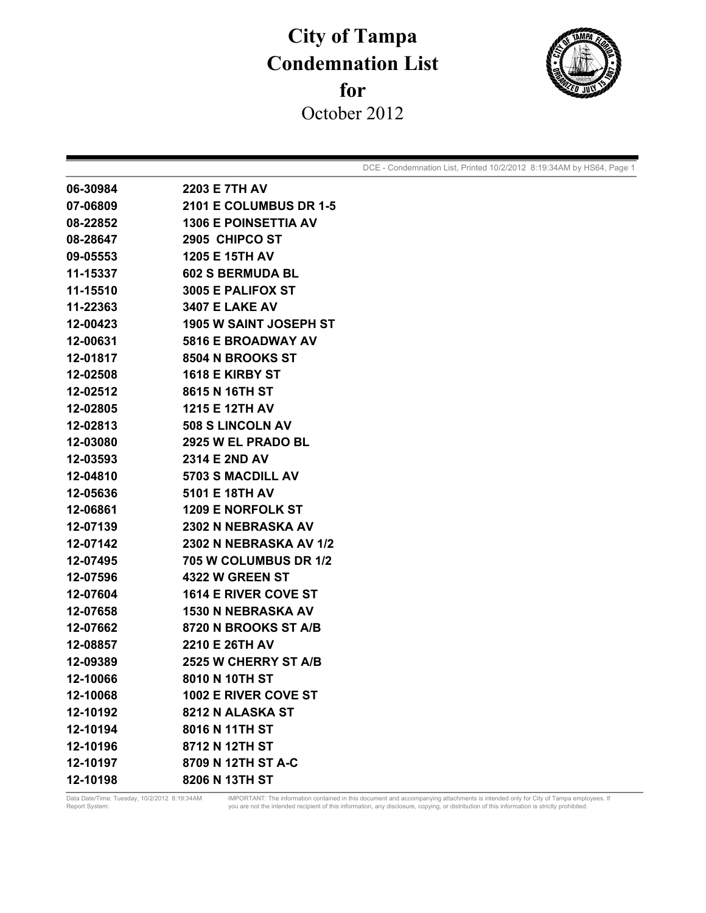# City of Tampa Condemnation List for

October 2012

DCE - Condemnation List, Printed 10/2/2012 8:19:34AM by HS64

| | |
|---|---|
| 06-30984 | 2203 E 7TH AV |
| 07-06809 | 2101 E COLUMBUS DR 1-5 |
| 08-22852 | 1306 E POINSETTIA AV |
| 08-28647 | 2905 CHIPCO ST |
| 09-05553 | 1205 E 15TH AV |
| 11-15337 | 602 S BERMUDA BL |
| 11-15510 | 3005 E PALIFOX ST |
| 11-22363 | 3407 E LAKE AV |
| 12-00423 | 1905 W SAINT JOSEPH ST |
| 12-00631 | 5816 E BROADWAY AV |
| 12-01817 | 8504 N BROOKS ST |
| 12-02508 | 1618 E KIRBY ST |
| 12-02512 | 8615 N 16TH ST |
| 12-02805 | 1215 E 12TH AV |
| 12-02813 | 508 S LINCOLN AV |
| 12-03080 | 2925 W EL PRADO BL |
| 12-03593 | 2314 E 2ND AV |
| 12-04810 | 5703 S MACDILL AV |
| 12-05636 | 5101 E 18TH AV |
| 12-06861 | 1209 E NORFOLK ST |
| 12-07139 | 2302 N NEBRASKA AV |
| 12-07142 | 2302 N NEBRASKA AV 1/2 |
| 12-07495 | 705 W COLUMBUS DR 1/2 |
| 12-07596 | 4322 W GREEN ST |
| 12-07604 | 1614 E RIVER COVE ST |
| 12-07658 | 1530 N NEBRASKA AV |
| 12-07662 | 8720 N BROOKS ST A/B |
| 12-08857 | 2210 E 26TH AV |
| 12-09389 | 2525 W CHERRY ST A/B |
| 12-10066 | 8010 N 10TH ST |
| 12-10068 | 1002 E RIVER COVE ST |
| 12-10192 | 8212 N ALASKA ST |
| 12-10194 | 8016 N 11TH ST |
| 12-10196 | 8712 N 12TH ST |
| 12-10197 | 8709 N 12TH ST A-C |
| 12-10198 | 8206 N 13TH ST |

Data Date/Time: Tuesday, 10/2/2012 8:19:34AM
Report System:

IMPORTANT: The information contained in this document and accompanying attachments is intended only for City of Tampa employees. If you are not the intended recipient of this information, any disclosure, copying, or distribution of this information is strictly prohibited.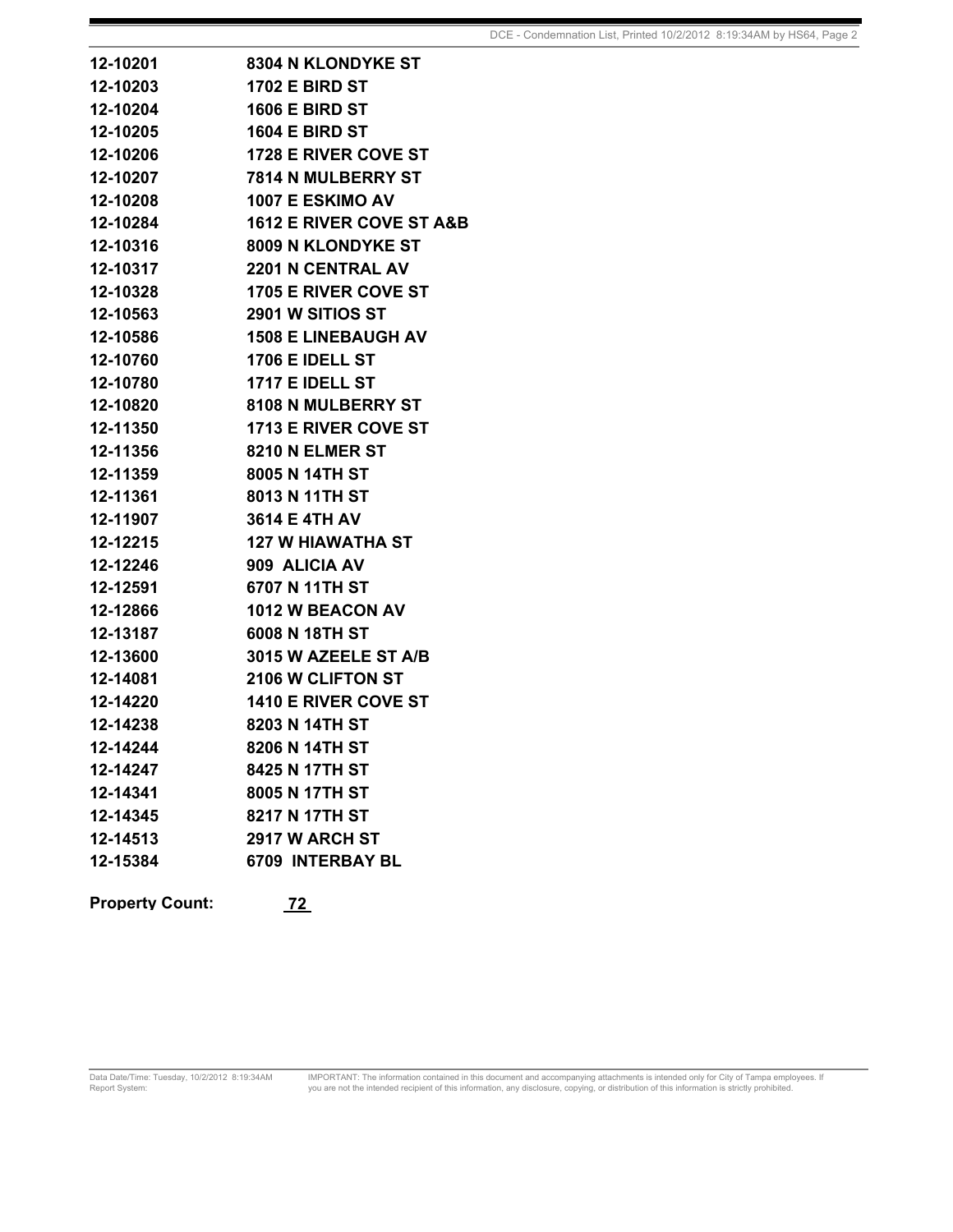| | |
|---|---|
| **12-10201** | **8304 N KLONDYKE ST** |
| **12-10203** | **1702 E BIRD ST** |
| **12-10204** | **1606 E BIRD ST** |
| **12-10205** | **1604 E BIRD ST** |
| **12-10206** | **1728 E RIVER COVE ST** |
| **12-10207** | **7814 N MULBERRY ST** |
| **12-10208** | **1007 E ESKIMO AV** |
| **12-10284** | **1612 E RIVER COVE ST A&B** |
| **12-10316** | **8009 N KLONDYKE ST** |
| **12-10317** | **2201 N CENTRAL AV** |
| **12-10328** | **1705 E RIVER COVE ST** |
| **12-10563** | **2901 W SITIOS ST** |
| **12-10586** | **1508 E LINEBAUGH AV** |
| **12-10760** | **1706 E IDELL ST** |
| **12-10780** | **1717 E IDELL ST** |
| **12-10820** | **8108 N MULBERRY ST** |
| **12-11350** | **1713 E RIVER COVE ST** |
| **12-11356** | **8210 N ELMER ST** |
| **12-11359** | **8005 N 14TH ST** |
| **12-11361** | **8013 N 11TH ST** |
| **12-11907** | **3614 E 4TH AV** |
| **12-12215** | **127 W HIAWATHA ST** |
| **12-12246** | **909 ALICIA AV** |
| **12-12591** | **6707 N 11TH ST** |
| **12-12866** | **1012 W BEACON AV** |
| **12-13187** | **6008 N 18TH ST** |
| **12-13600** | **3015 W AZEELE ST A/B** |
| **12-14081** | **2106 W CLIFTON ST** |
| **12-14220** | **1410 E RIVER COVE ST** |
| **12-14238** | **8203 N 14TH ST** |
| **12-14244** | **8206 N 14TH ST** |
| **12-14247** | **8425 N 17TH ST** |
| **12-14341** | **8005 N 17TH ST** |
| **12-14345** | **8217 N 17TH ST** |
| **12-14513** | **2917 W ARCH ST** |
| **12-15384** | **6709 INTERBAY BL** |

**Property Count:** **72**

Data Date/Time: Tuesday, 10/2/2012 8:19:34AM
Report System:

IMPORTANT: The information contained in this document and accompanying attachments is intended only for City of Tampa employees. If you are not the intended recipient of this information, any disclosure, copying, or distribution of this information is strictly prohibited.